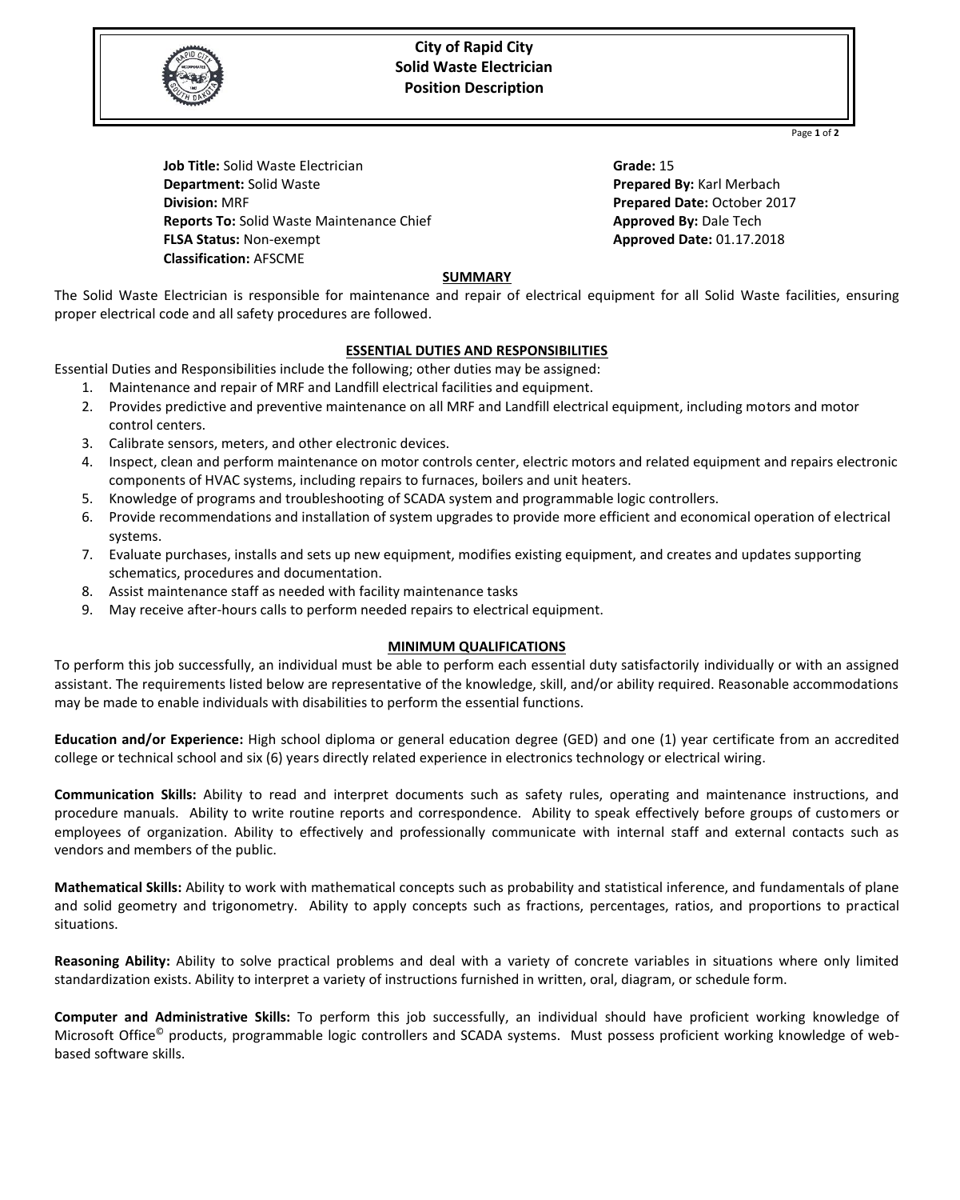# City of Rapid City
## Solid Waste Electrician
## Position Description

**Job Title:** Solid Waste Electrician
**Department:** Solid Waste
**Division:** MRF
**Reports To:** Solid Waste Maintenance Chief
**FLSA Status:** Non-exempt
**Classification:** AFSCME

**Grade:** 15
**Prepared By:** Karl Merbach
**Prepared Date:** October 2017
**Approved By:** Dale Tech
**Approved Date:** 01.17.2018

### SUMMARY

The Solid Waste Electrician is responsible for maintenance and repair of electrical equipment for all Solid Waste facilities, ensuring proper electrical code and all safety procedures are followed.

### ESSENTIAL DUTIES AND RESPONSIBILITIES

Essential Duties and Responsibilities include the following; other duties may be assigned:

1. Maintenance and repair of MRF and Landfill electrical facilities and equipment.
2. Provides predictive and preventive maintenance on all MRF and Landfill electrical equipment, including motors and motor control centers.
3. Calibrate sensors, meters, and other electronic devices.
4. Inspect, clean and perform maintenance on motor controls center, electric motors and related equipment and repairs electronic components of HVAC systems, including repairs to furnaces, boilers and unit heaters.
5. Knowledge of programs and troubleshooting of SCADA system and programmable logic controllers.
6. Provide recommendations and installation of system upgrades to provide more efficient and economical operation of electrical systems.
7. Evaluate purchases, installs and sets up new equipment, modifies existing equipment, and creates and updates supporting schematics, procedures and documentation.
8. Assist maintenance staff as needed with facility maintenance tasks
9. May receive after-hours calls to perform needed repairs to electrical equipment.

### MINIMUM QUALIFICATIONS

To perform this job successfully, an individual must be able to perform each essential duty satisfactorily individually or with an assigned assistant. The requirements listed below are representative of the knowledge, skill, and/or ability required. Reasonable accommodations may be made to enable individuals with disabilities to perform the essential functions.

**Education and/or Experience:** High school diploma or general education degree (GED) and one (1) year certificate from an accredited college or technical school and six (6) years directly related experience in electronics technology or electrical wiring.

**Communication Skills:** Ability to read and interpret documents such as safety rules, operating and maintenance instructions, and procedure manuals. Ability to write routine reports and correspondence. Ability to speak effectively before groups of customers or employees of organization. Ability to effectively and professionally communicate with internal staff and external contacts such as vendors and members of the public.

**Mathematical Skills:** Ability to work with mathematical concepts such as probability and statistical inference, and fundamentals of plane and solid geometry and trigonometry. Ability to apply concepts such as fractions, percentages, ratios, and proportions to practical situations.

**Reasoning Ability:** Ability to solve practical problems and deal with a variety of concrete variables in situations where only limited standardization exists. Ability to interpret a variety of instructions furnished in written, oral, diagram, or schedule form.

**Computer and Administrative Skills:** To perform this job successfully, an individual should have proficient working knowledge of Microsoft Office© products, programmable logic controllers and SCADA systems. Must possess proficient working knowledge of web-based software skills.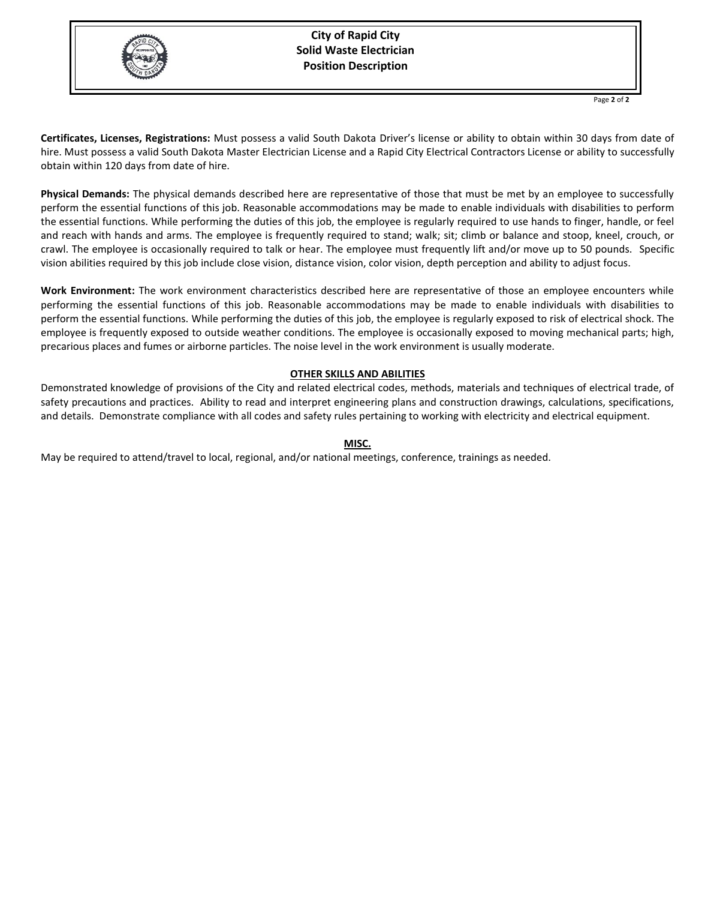**Certificates, Licenses, Registrations:** Must possess a valid South Dakota Driver's license or ability to obtain within 30 days from date of hire. Must possess a valid South Dakota Master Electrician License and a Rapid City Electrical Contractors License or ability to successfully obtain within 120 days from date of hire.

**Physical Demands:** The physical demands described here are representative of those that must be met by an employee to successfully perform the essential functions of this job. Reasonable accommodations may be made to enable individuals with disabilities to perform the essential functions. While performing the duties of this job, the employee is regularly required to use hands to finger, handle, or feel and reach with hands and arms. The employee is frequently required to stand; walk; sit; climb or balance and stoop, kneel, crouch, or crawl. The employee is occasionally required to talk or hear. The employee must frequently lift and/or move up to 50 pounds. Specific vision abilities required by this job include close vision, distance vision, color vision, depth perception and ability to adjust focus.

**Work Environment:** The work environment characteristics described here are representative of those an employee encounters while performing the essential functions of this job. Reasonable accommodations may be made to enable individuals with disabilities to perform the essential functions. While performing the duties of this job, the employee is regularly exposed to risk of electrical shock. The employee is frequently exposed to outside weather conditions. The employee is occasionally exposed to moving mechanical parts; high, precarious places and fumes or airborne particles. The noise level in the work environment is usually moderate.

## OTHER SKILLS AND ABILITIES

Demonstrated knowledge of provisions of the City and related electrical codes, methods, materials and techniques of electrical trade, of safety precautions and practices. Ability to read and interpret engineering plans and construction drawings, calculations, specifications, and details. Demonstrate compliance with all codes and safety rules pertaining to working with electricity and electrical equipment.

## MISC.

May be required to attend/travel to local, regional, and/or national meetings, conference, trainings as needed.